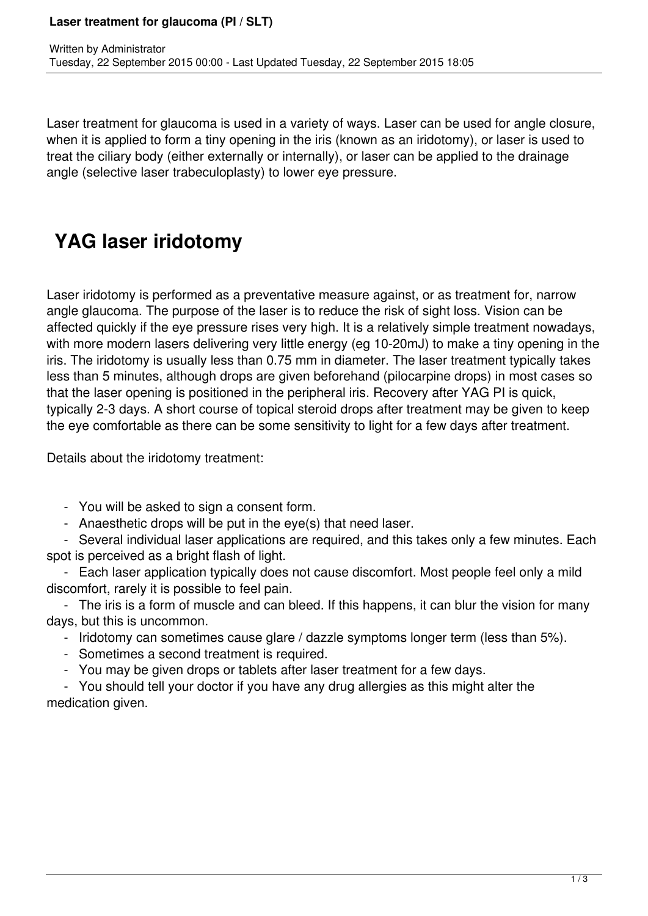# Laser treatment for glaucoma (PI / SLT)

Written by Administrator
Tuesday, 22 September 2015 00:00 - Last Updated Tuesday, 22 September 2015 18:05

Laser treatment for glaucoma is used in a variety of ways. Laser can be used for angle closure, when it is applied to form a tiny opening in the iris (known as an iridotomy), or laser is used to treat the ciliary body (either externally or internally), or laser can be applied to the drainage angle (selective laser trabeculoplasty) to lower eye pressure.

## YAG laser iridotomy

Laser iridotomy is performed as a preventative measure against, or as treatment for, narrow angle glaucoma. The purpose of the laser is to reduce the risk of sight loss. Vision can be affected quickly if the eye pressure rises very high. It is a relatively simple treatment nowadays, with more modern lasers delivering very little energy (eg 10-20mJ) to make a tiny opening in the iris. The iridotomy is usually less than 0.75 mm in diameter. The laser treatment typically takes less than 5 minutes, although drops are given beforehand (pilocarpine drops) in most cases so that the laser opening is positioned in the peripheral iris. Recovery after YAG PI is quick, typically 2-3 days. A short course of topical steroid drops after treatment may be given to keep the eye comfortable as there can be some sensitivity to light for a few days after treatment.

Details about the iridotomy treatment:

- You will be asked to sign a consent form.
- Anaesthetic drops will be put in the eye(s) that need laser.
- Several individual laser applications are required, and this takes only a few minutes. Each spot is perceived as a bright flash of light.
- Each laser application typically does not cause discomfort. Most people feel only a mild discomfort, rarely it is possible to feel pain.
- The iris is a form of muscle and can bleed. If this happens, it can blur the vision for many days, but this is uncommon.
- Iridotomy can sometimes cause glare / dazzle symptoms longer term (less than 5%).
- Sometimes a second treatment is required.
- You may be given drops or tablets after laser treatment for a few days.
- You should tell your doctor if you have any drug allergies as this might alter the medication given.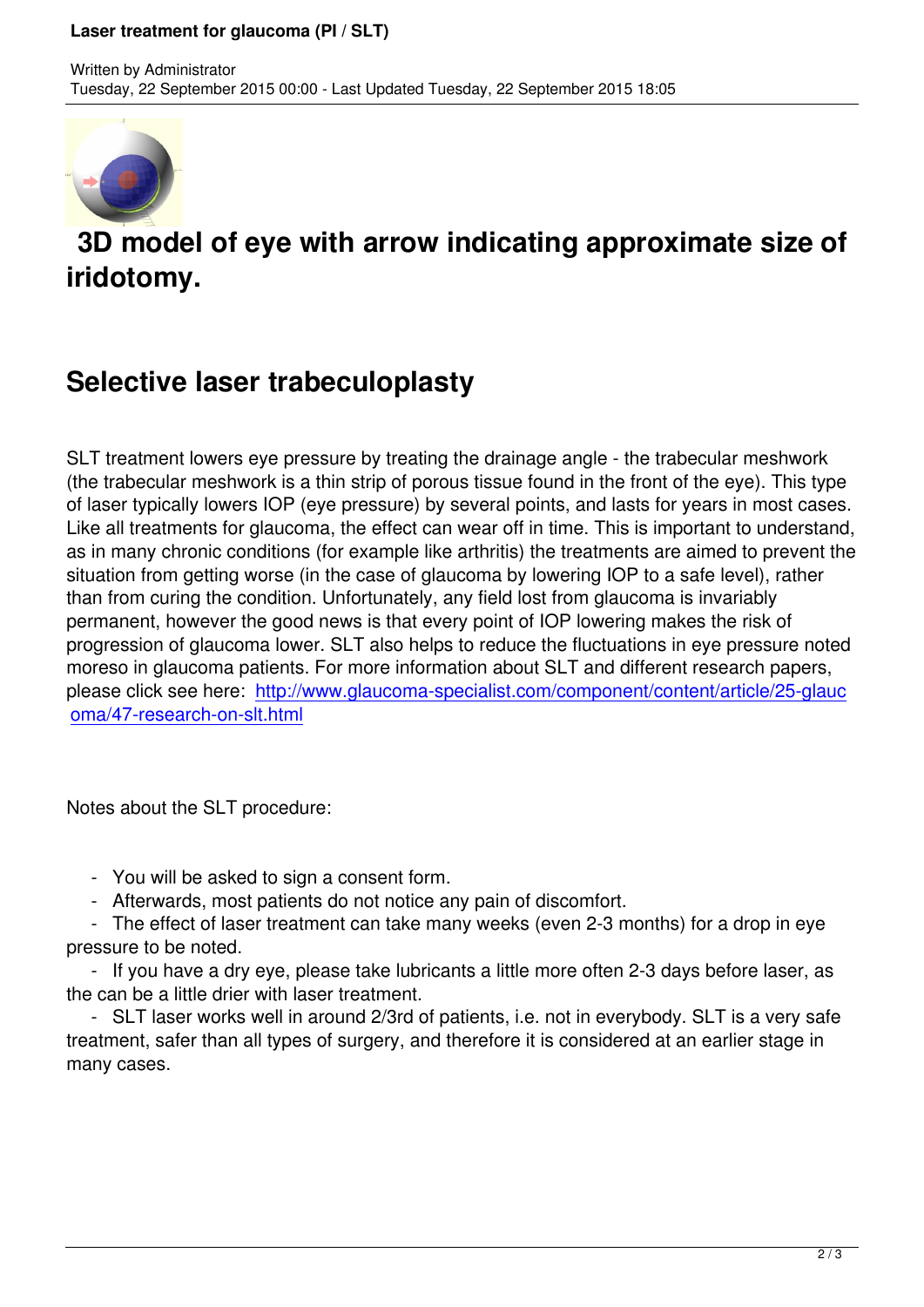## 3D model of eye with arrow indicating approximate size of iridotomy.

## Selective laser trabeculoplasty

SLT treatment lowers eye pressure by treating the drainage angle - the trabecular meshwork (the trabecular meshwork is a thin strip of porous tissue found in the front of the eye). This type of laser typically lowers IOP (eye pressure) by several points, and lasts for years in most cases. Like all treatments for glaucoma, the effect can wear off in time. This is important to understand, as in many chronic conditions (for example like arthritis) the treatments are aimed to prevent the situation from getting worse (in the case of glaucoma by lowering IOP to a safe level), rather than from curing the condition. Unfortunately, any field lost from glaucoma is invariably permanent, however the good news is that every point of IOP lowering makes the risk of progression of glaucoma lower. SLT also helps to reduce the fluctuations in eye pressure noted moreso in glaucoma patients. For more information about SLT and different research papers, please click see here: [http://www.glaucoma-specialist.com/component/content/article/25-glaucoma/47-research-on-slt.html](http://www.glaucoma-specialist.com/component/content/article/25-glaucoma/47-research-on-slt.html)

Notes about the SLT procedure:

- You will be asked to sign a consent form.
- Afterwards, most patients do not notice any pain of discomfort.
- The effect of laser treatment can take many weeks (even 2-3 months) for a drop in eye pressure to be noted.
- If you have a dry eye, please take lubricants a little more often 2-3 days before laser, as the can be a little drier with laser treatment.
- SLT laser works well in around 2/3rd of patients, i.e. not in everybody. SLT is a very safe treatment, safer than all types of surgery, and therefore it is considered at an earlier stage in many cases.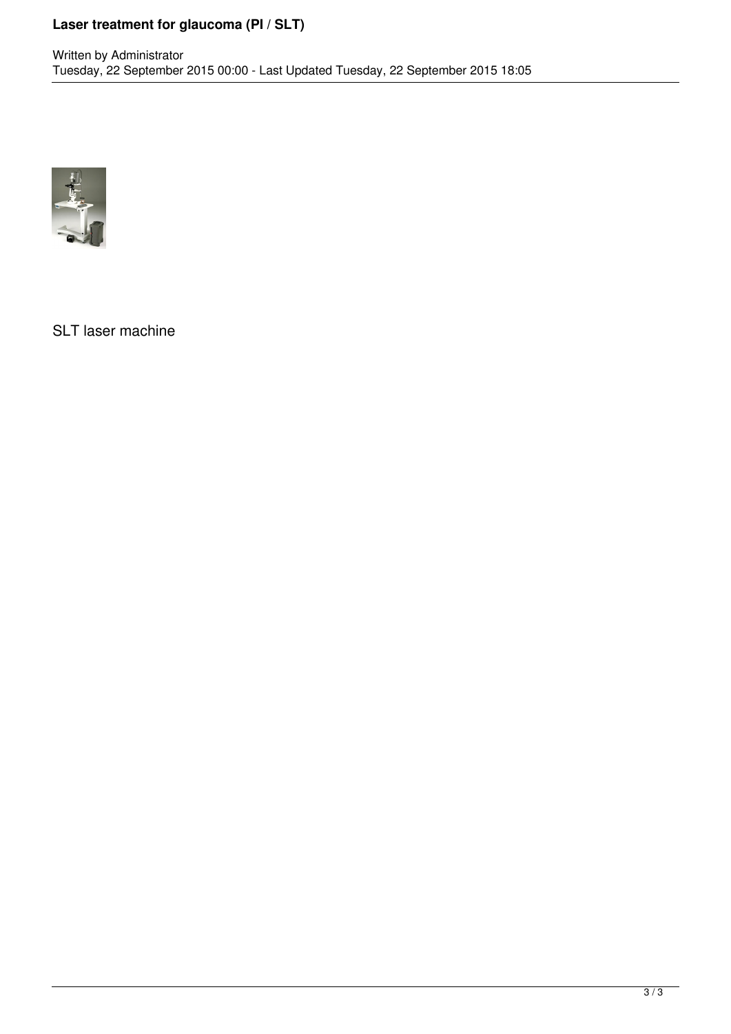SLT laser machine